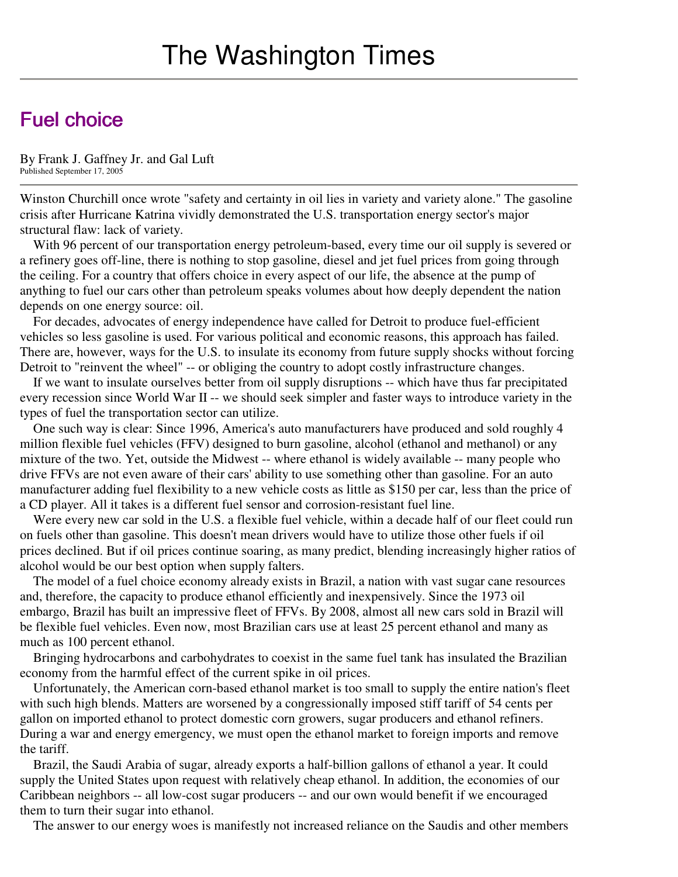# The Washington Times

## Fuel choice

By Frank J. Gaffney Jr. and Gal Luft
Published September 17, 2005

Winston Churchill once wrote "safety and certainty in oil lies in variety and variety alone." The gasoline crisis after Hurricane Katrina vividly demonstrated the U.S. transportation energy sector's major structural flaw: lack of variety.

With 96 percent of our transportation energy petroleum-based, every time our oil supply is severed or a refinery goes off-line, there is nothing to stop gasoline, diesel and jet fuel prices from going through the ceiling. For a country that offers choice in every aspect of our life, the absence at the pump of anything to fuel our cars other than petroleum speaks volumes about how deeply dependent the nation depends on one energy source: oil.

For decades, advocates of energy independence have called for Detroit to produce fuel-efficient vehicles so less gasoline is used. For various political and economic reasons, this approach has failed. There are, however, ways for the U.S. to insulate its economy from future supply shocks without forcing Detroit to "reinvent the wheel" -- or obliging the country to adopt costly infrastructure changes.

If we want to insulate ourselves better from oil supply disruptions -- which have thus far precipitated every recession since World War II -- we should seek simpler and faster ways to introduce variety in the types of fuel the transportation sector can utilize.

One such way is clear: Since 1996, America's auto manufacturers have produced and sold roughly 4 million flexible fuel vehicles (FFV) designed to burn gasoline, alcohol (ethanol and methanol) or any mixture of the two. Yet, outside the Midwest -- where ethanol is widely available -- many people who drive FFVs are not even aware of their cars' ability to use something other than gasoline. For an auto manufacturer adding fuel flexibility to a new vehicle costs as little as $150 per car, less than the price of a CD player. All it takes is a different fuel sensor and corrosion-resistant fuel line.

Were every new car sold in the U.S. a flexible fuel vehicle, within a decade half of our fleet could run on fuels other than gasoline. This doesn't mean drivers would have to utilize those other fuels if oil prices declined. But if oil prices continue soaring, as many predict, blending increasingly higher ratios of alcohol would be our best option when supply falters.

The model of a fuel choice economy already exists in Brazil, a nation with vast sugar cane resources and, therefore, the capacity to produce ethanol efficiently and inexpensively. Since the 1973 oil embargo, Brazil has built an impressive fleet of FFVs. By 2008, almost all new cars sold in Brazil will be flexible fuel vehicles. Even now, most Brazilian cars use at least 25 percent ethanol and many as much as 100 percent ethanol.

Bringing hydrocarbons and carbohydrates to coexist in the same fuel tank has insulated the Brazilian economy from the harmful effect of the current spike in oil prices.

Unfortunately, the American corn-based ethanol market is too small to supply the entire nation's fleet with such high blends. Matters are worsened by a congressionally imposed stiff tariff of 54 cents per gallon on imported ethanol to protect domestic corn growers, sugar producers and ethanol refiners. During a war and energy emergency, we must open the ethanol market to foreign imports and remove the tariff.

Brazil, the Saudi Arabia of sugar, already exports a half-billion gallons of ethanol a year. It could supply the United States upon request with relatively cheap ethanol. In addition, the economies of our Caribbean neighbors -- all low-cost sugar producers -- and our own would benefit if we encouraged them to turn their sugar into ethanol.

The answer to our energy woes is manifestly not increased reliance on the Saudis and other members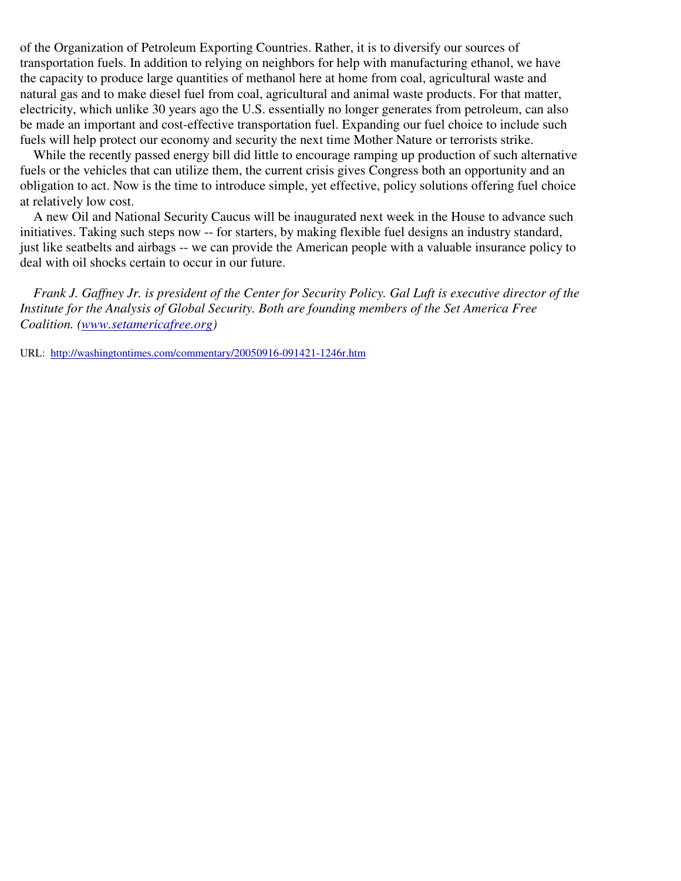of the Organization of Petroleum Exporting Countries. Rather, it is to diversify our sources of transportation fuels. In addition to relying on neighbors for help with manufacturing ethanol, we have the capacity to produce large quantities of methanol here at home from coal, agricultural waste and natural gas and to make diesel fuel from coal, agricultural and animal waste products. For that matter, electricity, which unlike 30 years ago the U.S. essentially no longer generates from petroleum, can also be made an important and cost-effective transportation fuel. Expanding our fuel choice to include such fuels will help protect our economy and security the next time Mother Nature or terrorists strike.

While the recently passed energy bill did little to encourage ramping up production of such alternative fuels or the vehicles that can utilize them, the current crisis gives Congress both an opportunity and an obligation to act. Now is the time to introduce simple, yet effective, policy solutions offering fuel choice at relatively low cost.

A new Oil and National Security Caucus will be inaugurated next week in the House to advance such initiatives. Taking such steps now -- for starters, by making flexible fuel designs an industry standard, just like seatbelts and airbags -- we can provide the American people with a valuable insurance policy to deal with oil shocks certain to occur in our future.

*Frank J. Gaffney Jr. is president of the Center for Security Policy. Gal Luft is executive director of the Institute for the Analysis of Global Security. Both are founding members of the Set America Free Coalition. ([www.setamericafree.org](http://www.setamericafree.org))*

URL: [http://washingtontimes.com/commentary/20050916-091421-1246r.htm](http://washingtontimes.com/commentary/20050916-091421-1246r.htm)